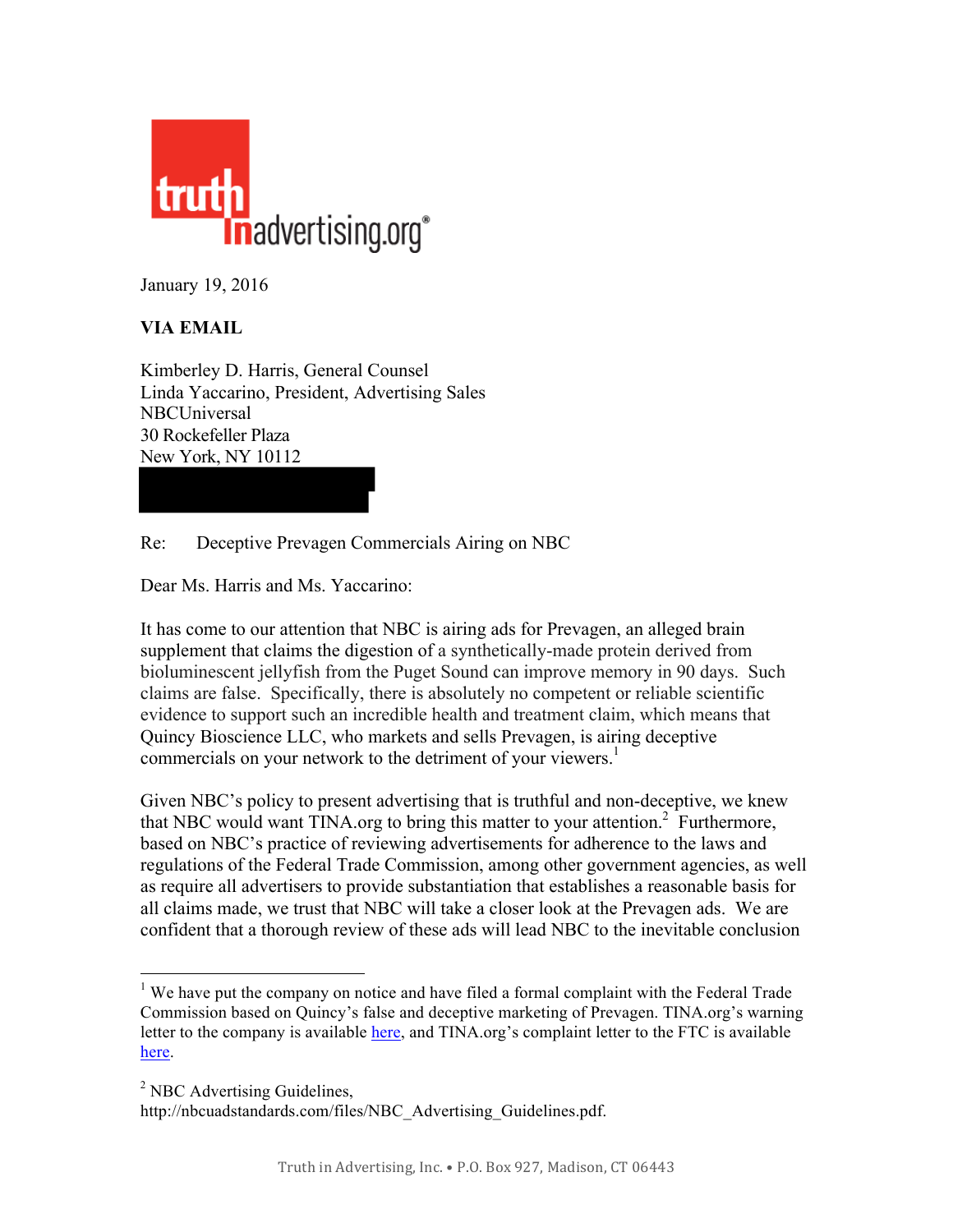truth in advertising.org®

January 19, 2016

**VIA EMAIL**

Kimberley D. Harris, General Counsel
Linda Yaccarino, President, Advertising Sales
NBCUniversal
30 Rockefeller Plaza
New York, NY 10112

Re: Deceptive Prevagen Commercials Airing on NBC

Dear Ms. Harris and Ms. Yaccarino:

It has come to our attention that NBC is airing ads for Prevagen, an alleged brain supplement that claims the digestion of a synthetically-made protein derived from bioluminescent jellyfish from the Puget Sound can improve memory in 90 days. Such claims are false. Specifically, there is absolutely no competent or reliable scientific evidence to support such an incredible health and treatment claim, which means that Quincy Bioscience LLC, who markets and sells Prevagen, is airing deceptive commercials on your network to the detriment of your viewers.[1]

Given NBC's policy to present advertising that is truthful and non-deceptive, we knew that NBC would want TINA.org to bring this matter to your attention.[2] Furthermore, based on NBC's practice of reviewing advertisements for adherence to the laws and regulations of the Federal Trade Commission, among other government agencies, as well as require all advertisers to provide substantiation that establishes a reasonable basis for all claims made, we trust that NBC will take a closer look at the Prevagen ads. We are confident that a thorough review of these ads will lead NBC to the inevitable conclusion

---

[1] We have put the company on notice and have filed a formal complaint with the Federal Trade Commission based on Quincy's false and deceptive marketing of Prevagen. TINA.org's warning letter to the company is available here, and TINA.org's complaint letter to the FTC is available here.

[2] NBC Advertising Guidelines, http://nbcuadstandards.com/files/NBC_Advertising_Guidelines.pdf.

Truth in Advertising, Inc. • P.O. Box 927, Madison, CT 06443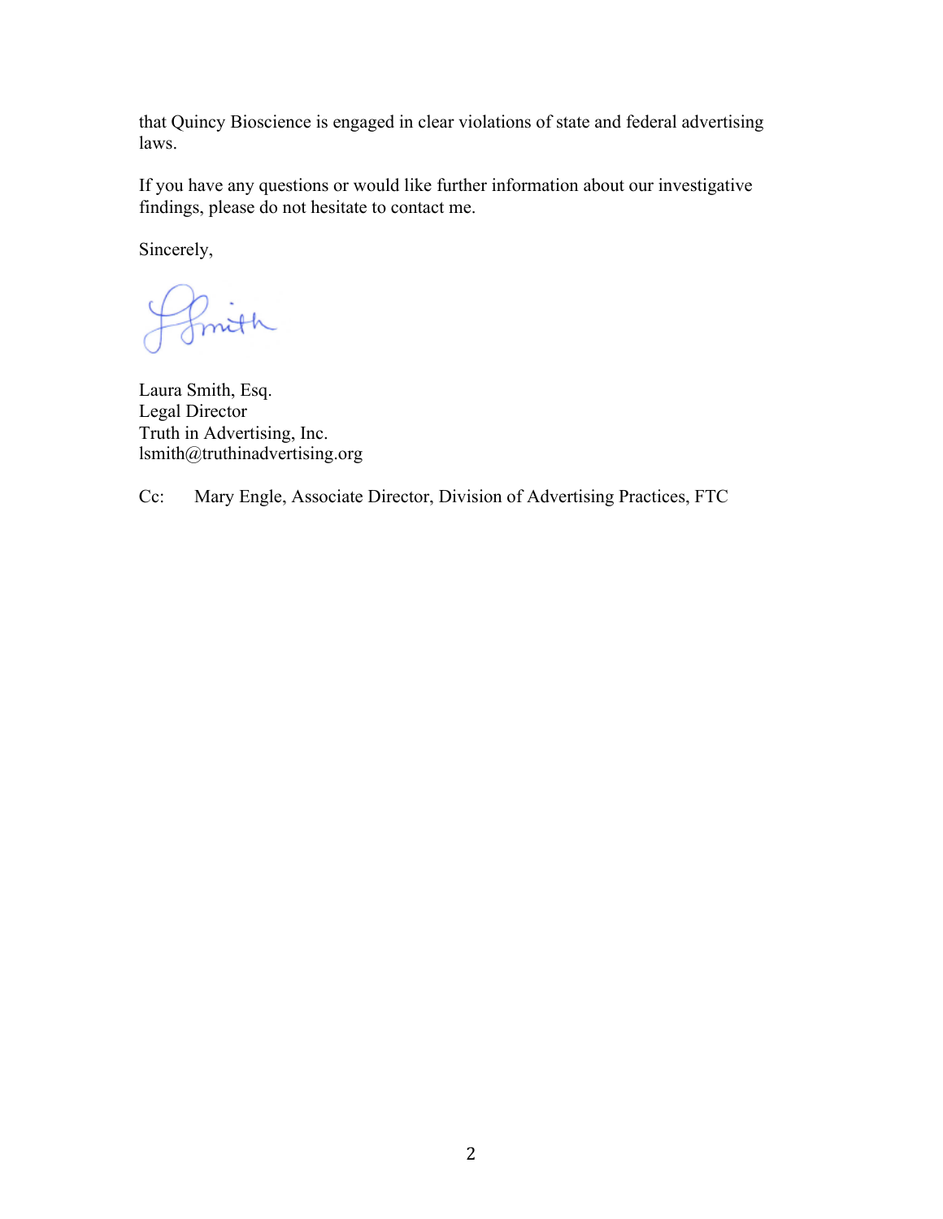that Quincy Bioscience is engaged in clear violations of state and federal advertising laws.

If you have any questions or would like further information about our investigative findings, please do not hesitate to contact me.

Sincerely,

Laura Smith, Esq.
Legal Director
Truth in Advertising, Inc.
lsmith@truthinadvertising.org

Cc: Mary Engle, Associate Director, Division of Advertising Practices, FTC